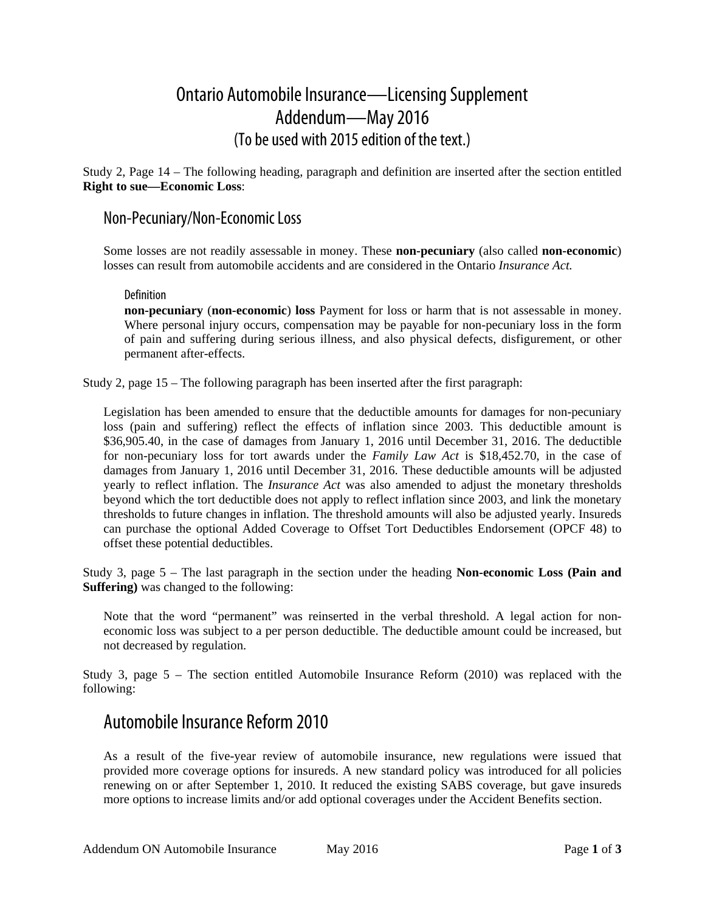# Ontario Automobile Insurance—Licensing Supplement
# Addendum—May 2016
## (To be used with 2015 edition of the text.)

Study 2, Page 14 – The following heading, paragraph and definition are inserted after the section entitled **Right to sue—Economic Loss**:

## Non-Pecuniary/Non-Economic Loss

Some losses are not readily assessable in money. These **non-pecuniary** (also called **non-economic**) losses can result from automobile accidents and are considered in the Ontario *Insurance Act.*

#### Definition

**non-pecuniary** (**non-economic**) **loss** Payment for loss or harm that is not assessable in money. Where personal injury occurs, compensation may be payable for non-pecuniary loss in the form of pain and suffering during serious illness, and also physical defects, disfigurement, or other permanent after-effects.

Study 2, page 15 – The following paragraph has been inserted after the first paragraph:

Legislation has been amended to ensure that the deductible amounts for damages for non-pecuniary loss (pain and suffering) reflect the effects of inflation since 2003. This deductible amount is $36,905.40, in the case of damages from January 1, 2016 until December 31, 2016. The deductible for non-pecuniary loss for tort awards under the *Family Law Act* is $18,452.70, in the case of damages from January 1, 2016 until December 31, 2016. These deductible amounts will be adjusted yearly to reflect inflation. The *Insurance Act* was also amended to adjust the monetary thresholds beyond which the tort deductible does not apply to reflect inflation since 2003, and link the monetary thresholds to future changes in inflation. The threshold amounts will also be adjusted yearly. Insureds can purchase the optional Added Coverage to Offset Tort Deductibles Endorsement (OPCF 48) to offset these potential deductibles.

Study 3, page 5 – The last paragraph in the section under the heading **Non-economic Loss (Pain and Suffering)** was changed to the following:

Note that the word "permanent" was reinserted in the verbal threshold. A legal action for non-economic loss was subject to a per person deductible. The deductible amount could be increased, but not decreased by regulation.

Study 3, page 5 – The section entitled Automobile Insurance Reform (2010) was replaced with the following:

## Automobile Insurance Reform 2010

As a result of the five-year review of automobile insurance, new regulations were issued that provided more coverage options for insureds. A new standard policy was introduced for all policies renewing on or after September 1, 2010. It reduced the existing SABS coverage, but gave insureds more options to increase limits and/or add optional coverages under the Accident Benefits section.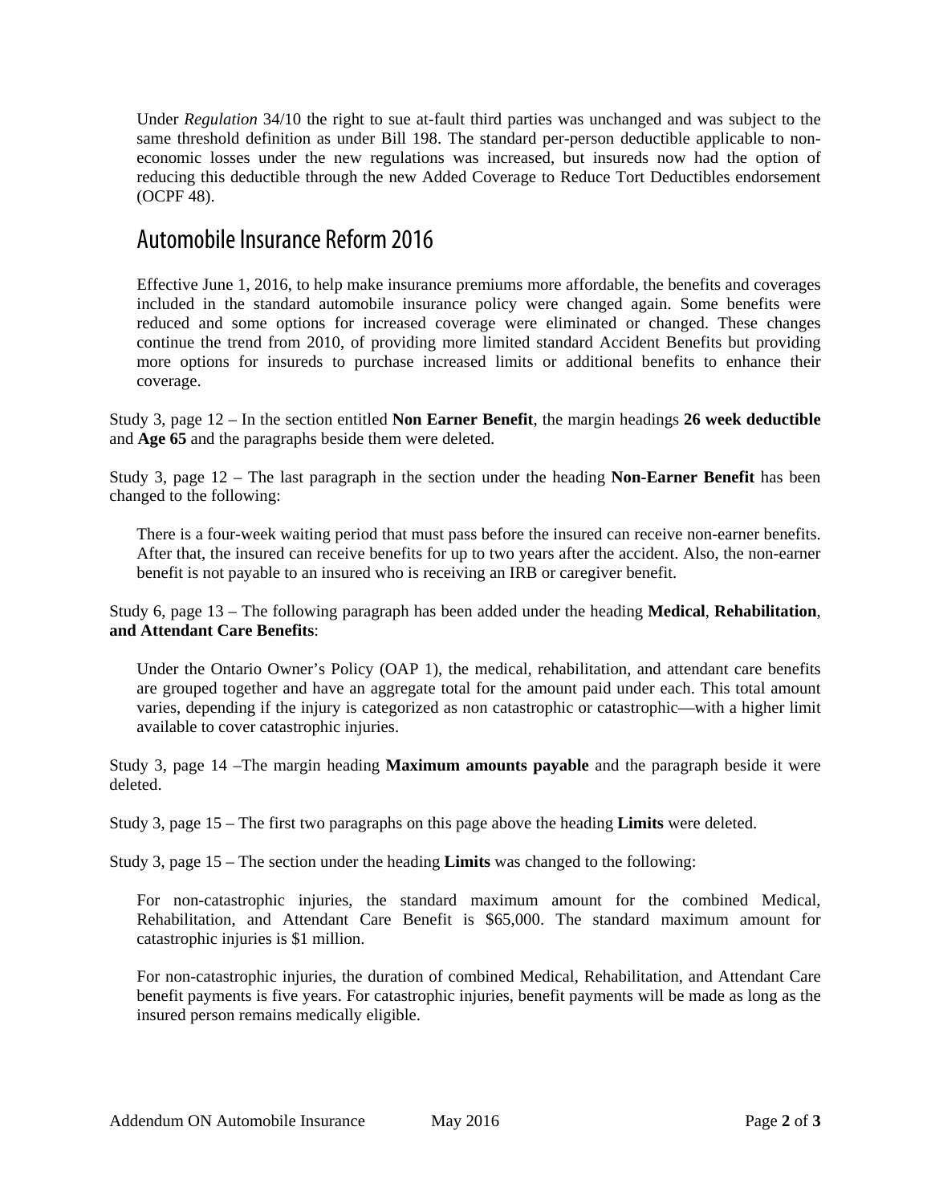Under *Regulation* 34/10 the right to sue at-fault third parties was unchanged and was subject to the same threshold definition as under Bill 198. The standard per-person deductible applicable to non-economic losses under the new regulations was increased, but insureds now had the option of reducing this deductible through the new Added Coverage to Reduce Tort Deductibles endorsement (OCPF 48).

## Automobile Insurance Reform 2016

Effective June 1, 2016, to help make insurance premiums more affordable, the benefits and coverages included in the standard automobile insurance policy were changed again. Some benefits were reduced and some options for increased coverage were eliminated or changed. These changes continue the trend from 2010, of providing more limited standard Accident Benefits but providing more options for insureds to purchase increased limits or additional benefits to enhance their coverage.

Study 3, page 12 – In the section entitled **Non Earner Benefit**, the margin headings **26 week deductible** and **Age 65** and the paragraphs beside them were deleted.

Study 3, page 12 – The last paragraph in the section under the heading **Non-Earner Benefit** has been changed to the following:

> There is a four-week waiting period that must pass before the insured can receive non-earner benefits. After that, the insured can receive benefits for up to two years after the accident. Also, the non-earner benefit is not payable to an insured who is receiving an IRB or caregiver benefit.

Study 6, page 13 – The following paragraph has been added under the heading **Medical**, **Rehabilitation**, **and Attendant Care Benefits**:

> Under the Ontario Owner's Policy (OAP 1), the medical, rehabilitation, and attendant care benefits are grouped together and have an aggregate total for the amount paid under each. This total amount varies, depending if the injury is categorized as non catastrophic or catastrophic—with a higher limit available to cover catastrophic injuries.

Study 3, page 14 –The margin heading **Maximum amounts payable** and the paragraph beside it were deleted.

Study 3, page 15 – The first two paragraphs on this page above the heading **Limits** were deleted.

Study 3, page 15 – The section under the heading **Limits** was changed to the following:

> For non-catastrophic injuries, the standard maximum amount for the combined Medical, Rehabilitation, and Attendant Care Benefit is $65,000. The standard maximum amount for catastrophic injuries is $1 million.
>
> For non-catastrophic injuries, the duration of combined Medical, Rehabilitation, and Attendant Care benefit payments is five years. For catastrophic injuries, benefit payments will be made as long as the insured person remains medically eligible.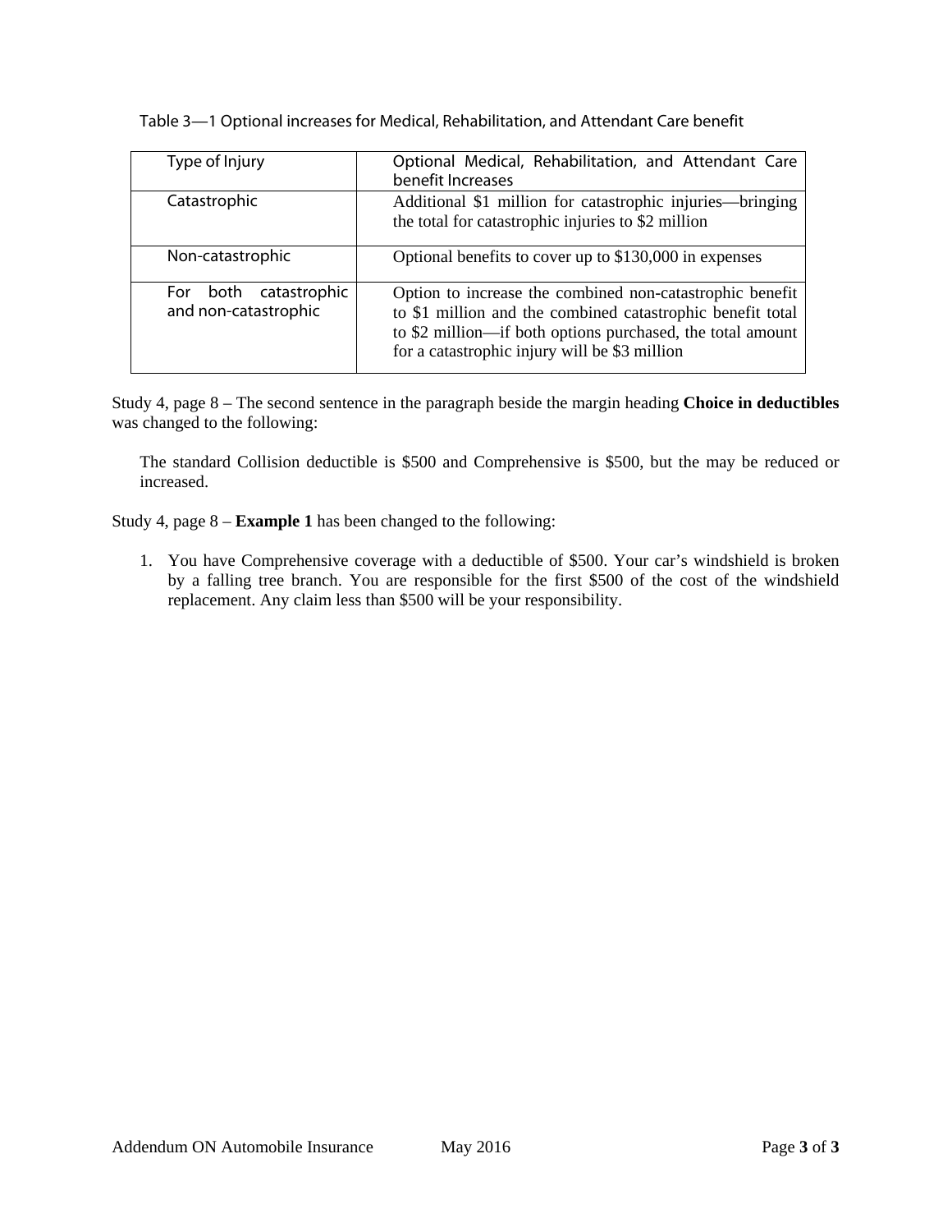Table 3—1 Optional increases for Medical, Rehabilitation, and Attendant Care benefit

| Type of Injury | Optional Medical, Rehabilitation, and Attendant Care benefit Increases |
|---|---|
| Catastrophic | Additional $1 million for catastrophic injuries—bringing the total for catastrophic injuries to $2 million |
| Non-catastrophic | Optional benefits to cover up to $130,000 in expenses |
| For both catastrophic and non-catastrophic | Option to increase the combined non-catastrophic benefit to $1 million and the combined catastrophic benefit total to $2 million—if both options purchased, the total amount for a catastrophic injury will be $3 million |

Study 4, page 8 – The second sentence in the paragraph beside the margin heading **Choice in deductibles** was changed to the following:

> The standard Collision deductible is $500 and Comprehensive is $500, but the may be reduced or increased.

Study 4, page 8 – **Example 1** has been changed to the following:

1. You have Comprehensive coverage with a deductible of $500. Your car's windshield is broken by a falling tree branch. You are responsible for the first $500 of the cost of the windshield replacement. Any claim less than $500 will be your responsibility.